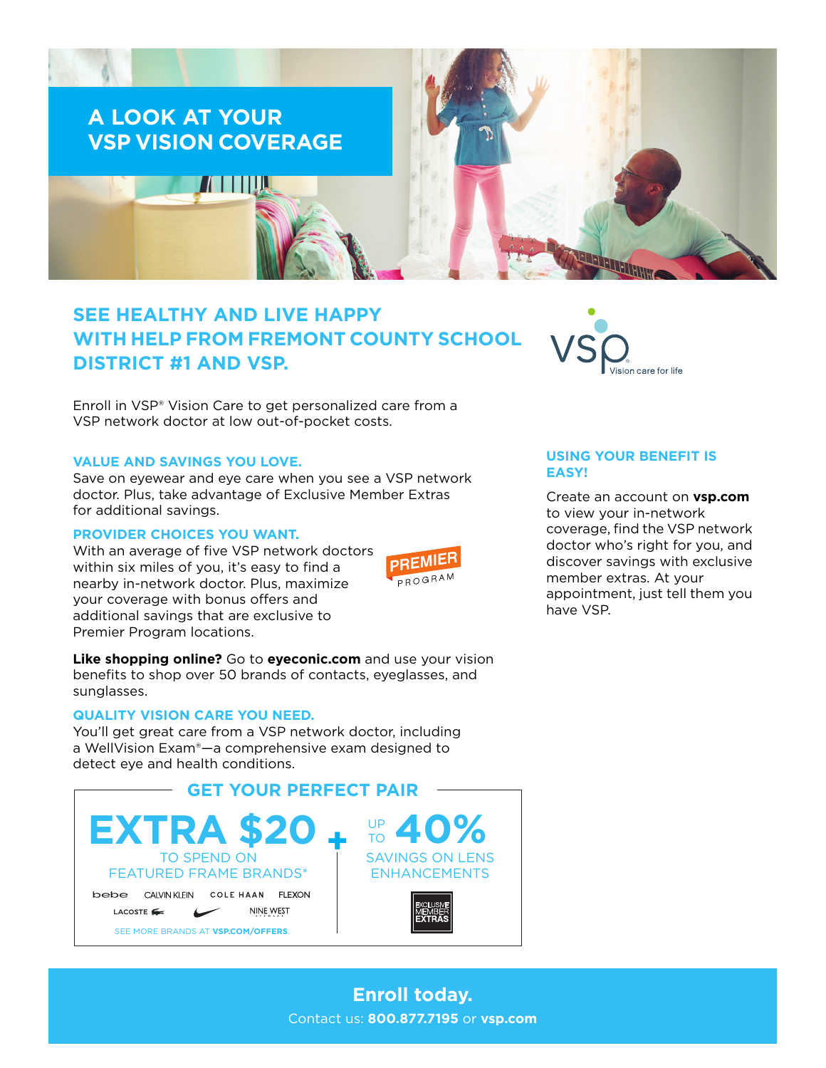# A LOOK AT YOUR VSP VISION COVERAGE

## SEE HEALTHY AND LIVE HAPPY WITH HELP FROM FREMONT COUNTY SCHOOL DISTRICT #1 AND VSP.

VSP Vision care for life

Enroll in VSP® Vision Care to get personalized care from a VSP network doctor at low out-of-pocket costs.

### VALUE AND SAVINGS YOU LOVE.

Save on eyewear and eye care when you see a VSP network doctor. Plus, take advantage of Exclusive Member Extras for additional savings.

### PROVIDER CHOICES YOU WANT.

With an average of five VSP network doctors within six miles of you, it's easy to find a nearby in-network doctor. Plus, maximize your coverage with bonus offers and additional savings that are exclusive to Premier Program locations.

PREMIER PROGRAM

**Like shopping online?** Go to **eyeconic.com** and use your vision benefits to shop over 50 brands of contacts, eyeglasses, and sunglasses.

### QUALITY VISION CARE YOU NEED.

You'll get great care from a VSP network doctor, including a WellVision Exam®—a comprehensive exam designed to detect eye and health conditions.

### USING YOUR BENEFIT IS EASY!

Create an account on **vsp.com** to view your in-network coverage, find the VSP network doctor who's right for you, and discover savings with exclusive member extras. At your appointment, just tell them you have VSP.

## GET YOUR PERFECT PAIR

**EXTRA $20** TO SPEND ON FEATURED FRAME BRANDS*

bebe · CALVIN KLEIN · COLE HAAN · FLEXON · LACOSTE · NIKE · NINE WEST

SEE MORE BRANDS AT **VSP.COM/OFFERS**.

\+

**UP TO 40%** SAVINGS ON LENS ENHANCEMENTS

EXCLUSIVE MEMBER EXTRAS

**Enroll today.**

Contact us: **800.877.7195** or **vsp.com**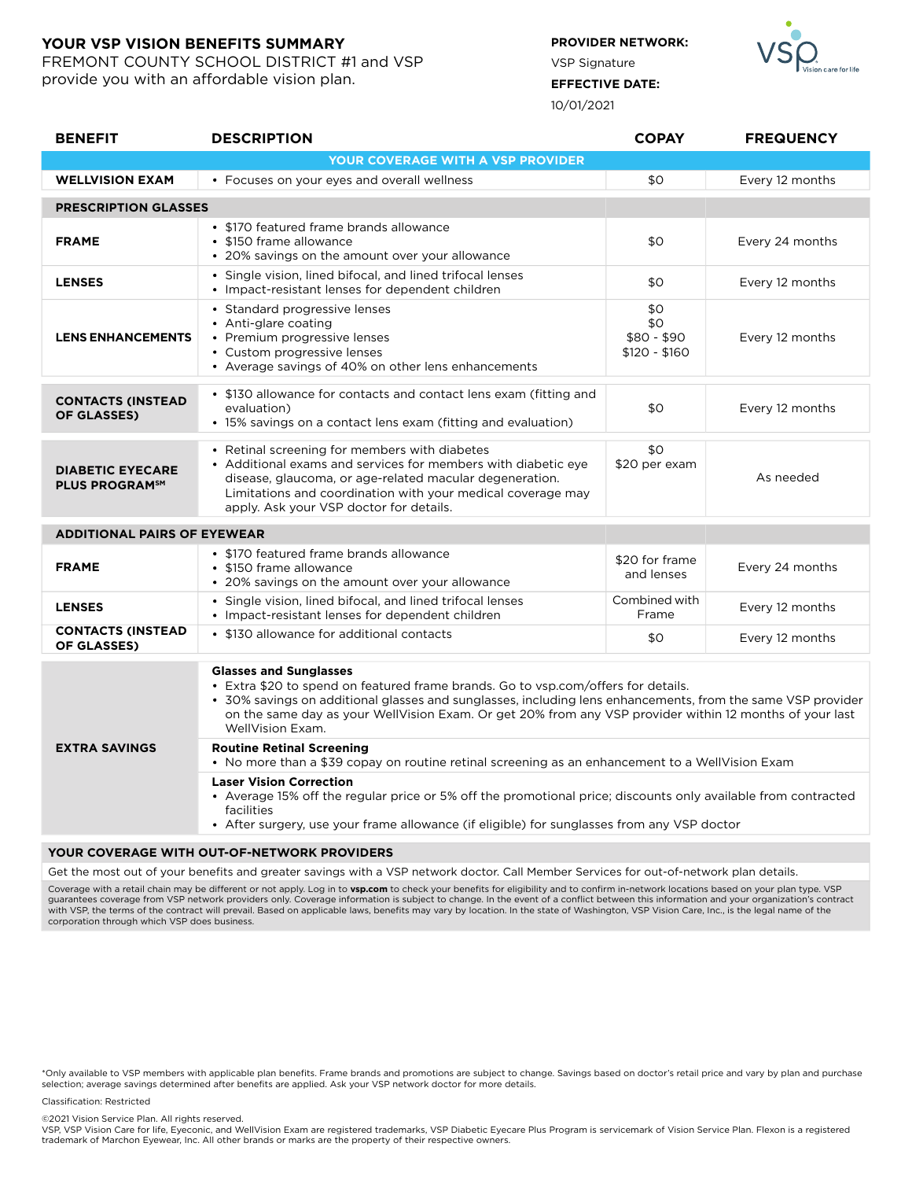# YOUR VSP VISION BENEFITS SUMMARY

FREMONT COUNTY SCHOOL DISTRICT #1 and VSP provide you with an affordable vision plan.

**PROVIDER NETWORK:**
VSP Signature

**EFFECTIVE DATE:**
10/01/2021

| BENEFIT | DESCRIPTION | COPAY | FREQUENCY |
|---|---|---|---|
| | **YOUR COVERAGE WITH A VSP PROVIDER** | | |
| **WELLVISION EXAM** | • Focuses on your eyes and overall wellness | $0 | Every 12 months |
| **PRESCRIPTION GLASSES** | | | |
| **FRAME** | • $170 featured frame brands allowance<br>• $150 frame allowance<br>• 20% savings on the amount over your allowance | $0 | Every 24 months |
| **LENSES** | • Single vision, lined bifocal, and lined trifocal lenses<br>• Impact-resistant lenses for dependent children | $0 | Every 12 months |
| **LENS ENHANCEMENTS** | • Standard progressive lenses<br>• Anti-glare coating<br>• Premium progressive lenses<br>• Custom progressive lenses<br>• Average savings of 40% on other lens enhancements | $0<br>$0<br>$80 - $90<br>$120 - $160 | Every 12 months |
| **CONTACTS (INSTEAD OF GLASSES)** | • $130 allowance for contacts and contact lens exam (fitting and evaluation)<br>• 15% savings on a contact lens exam (fitting and evaluation) | $0 | Every 12 months |
| **DIABETIC EYECARE PLUS PROGRAM℠** | • Retinal screening for members with diabetes<br>• Additional exams and services for members with diabetic eye disease, glaucoma, or age-related macular degeneration. Limitations and coordination with your medical coverage may apply. Ask your VSP doctor for details. | $0<br>$20 per exam | As needed |
| **ADDITIONAL PAIRS OF EYEWEAR** | | | |
| **FRAME** | • $170 featured frame brands allowance<br>• $150 frame allowance<br>• 20% savings on the amount over your allowance | $20 for frame and lenses | Every 24 months |
| **LENSES** | • Single vision, lined bifocal, and lined trifocal lenses<br>• Impact-resistant lenses for dependent children | Combined with Frame | Every 12 months |
| **CONTACTS (INSTEAD OF GLASSES)** | • $130 allowance for additional contacts | $0 | Every 12 months |
| **EXTRA SAVINGS** | **Glasses and Sunglasses**<br>• Extra $20 to spend on featured frame brands. Go to vsp.com/offers for details.<br>• 30% savings on additional glasses and sunglasses, including lens enhancements, from the same VSP provider on the same day as your WellVision Exam. Or get 20% from any VSP provider within 12 months of your last WellVision Exam.<br>**Routine Retinal Screening**<br>• No more than a $39 copay on routine retinal screening as an enhancement to a WellVision Exam<br>**Laser Vision Correction**<br>• Average 15% off the regular price or 5% off the promotional price; discounts only available from contracted facilities<br>• After surgery, use your frame allowance (if eligible) for sunglasses from any VSP doctor | | |

**YOUR COVERAGE WITH OUT-OF-NETWORK PROVIDERS**

Get the most out of your benefits and greater savings with a VSP network doctor. Call Member Services for out-of-network plan details.

Coverage with a retail chain may be different or not apply. Log in to **vsp.com** to check your benefits for eligibility and to confirm in-network locations based on your plan type. VSP guarantees coverage from VSP network providers only. Coverage information is subject to change. In the event of a conflict between this information and your organization's contract with VSP, the terms of the contract will prevail. Based on applicable laws, benefits may vary by location. In the state of Washington, VSP Vision Care, Inc., is the legal name of the corporation through which VSP does business.

*Only available to VSP members with applicable plan benefits. Frame brands and promotions are subject to change. Savings based on doctor's retail price and vary by plan and purchase selection; average savings determined after benefits are applied. Ask your VSP network doctor for more details.

Classification: Restricted

©2021 Vision Service Plan. All rights reserved.
VSP, VSP Vision Care for life, Eyeconic, and WellVision Exam are registered trademarks, VSP Diabetic Eyecare Plus Program is servicemark of Vision Service Plan. Flexon is a registered trademark of Marchon Eyewear, Inc. All other brands or marks are the property of their respective owners.